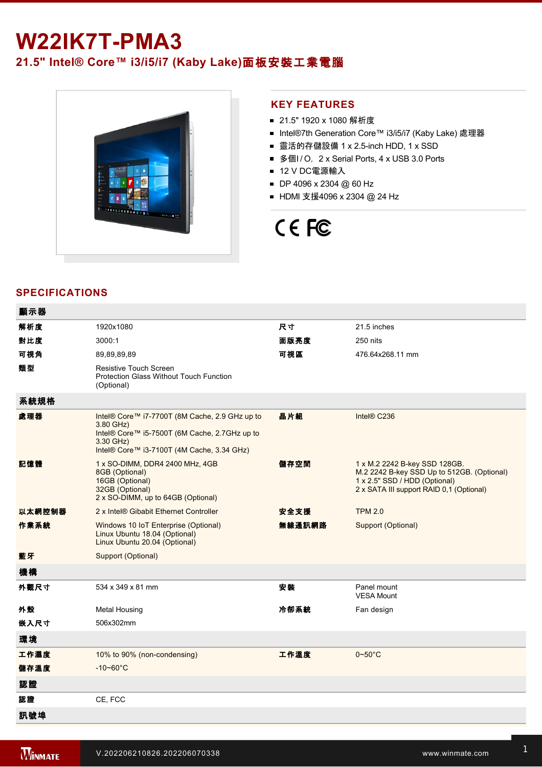# W22IK7T-PMA3

## 21.5" Intel® Core™ i3/i5/i7 (Kaby Lake)面板安裝工業電腦

## KEY FEATURES

- 21.5" 1920 x 1080 解析度
- Intel®7th Generation Core™ i3/i5/i7 (Kaby Lake) 處理器
- 靈活的存儲設備 1 x 2.5-inch HDD, 1 x SSD
- 多個I / O，2 x Serial Ports, 4 x USB 3.0 Ports
- 12 V DC電源輸入
- DP 4096 x 2304 @ 60 Hz
- HDMI 支援4096 x 2304 @ 24 Hz

## SPECIFICATIONS

| 顯示器 | | | |
|---|---|---|---|
| 解析度 | 1920x1080 | 尺寸 | 21.5 inches |
| 對比度 | 3000:1 | 面版亮度 | 250 nits |
| 可視角 | 89,89,89,89 | 可視區 | 476.64x268.11 mm |
| 類型 | Resistive Touch Screen<br>Protection Glass Without Touch Function (Optional) | | |
| **系統規格** | | | |
| 處理器 | Intel® Core™ i7-7700T (8M Cache, 2.9 GHz up to 3.80 GHz)<br>Intel® Core™ i5-7500T (6M Cache, 2.7GHz up to 3.30 GHz)<br>Intel® Core™ i3-7100T (4M Cache, 3.34 GHz) | 晶片組 | Intel® C236 |
| 記憶體 | 1 x SO-DIMM, DDR4 2400 MHz, 4GB<br>8GB (Optional)<br>16GB (Optional)<br>32GB (Optional)<br>2 x SO-DIMM, up to 64GB (Optional) | 儲存空間 | 1 x M.2 2242 B-key SSD 128GB.<br>M.2 2242 B-key SSD Up to 512GB. (Optional)<br>1 x 2.5" SSD / HDD (Optional)<br>2 x SATA III support RAID 0,1 (Optional) |
| 以太網控制器 | 2 x Intel® Gibabit Ethernet Controller | 安全支援 | TPM 2.0 |
| 作業系統 | Windows 10 IoT Enterprise (Optional)<br>Linux Ubuntu 18.04 (Optional)<br>Linux Ubuntu 20.04 (Optional) | 無線通訊網路 | Support (Optional) |
| 藍牙 | Support (Optional) | | |
| **機構** | | | |
| 外觀尺寸 | 534 x 349 x 81 mm | 安裝 | Panel mount<br>VESA Mount |
| 外殼 | Metal Housing | 冷卻系統 | Fan design |
| 嵌入尺寸 | 506x302mm | | |
| **環境** | | | |
| 工作濕度 | 10% to 90% (non-condensing) | 工作溫度 | 0~50°C |
| 儲存溫度 | -10~60°C | | |
| **認證** | | | |
| 認證 | CE, FCC | | |
| **訊號埠** | | | |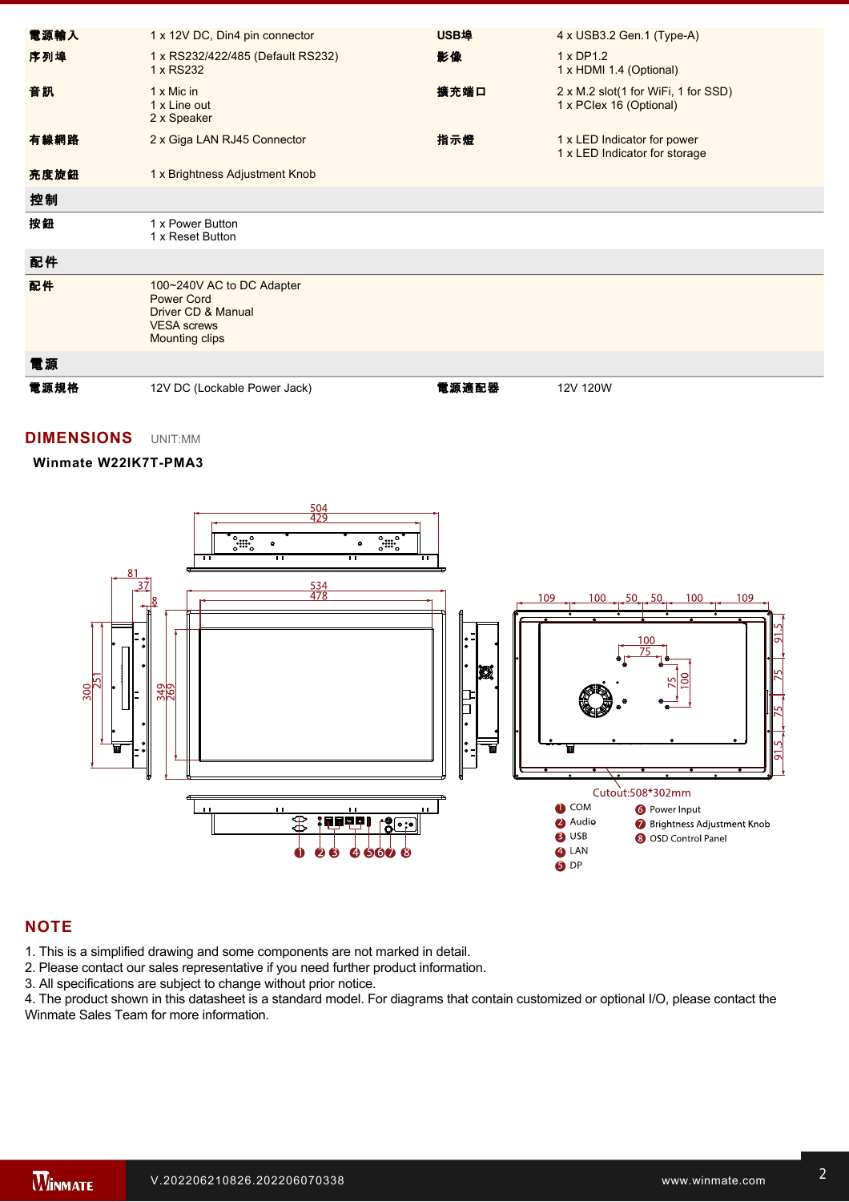| | | | |
|---|---|---|---|
| 電源輸入 | 1 x 12V DC, Din4 pin connector | USB埠 | 4 x USB3.2 Gen.1 (Type-A) |
| 序列埠 | 1 x RS232/422/485 (Default RS232)<br>1 x RS232 | 影像 | 1 x DP1.2<br>1 x HDMI 1.4 (Optional) |
| 音訊 | 1 x Mic in<br>1 x Line out<br>2 x Speaker | 擴充端口 | 2 x M.2 slot(1 for WiFi, 1 for SSD)<br>1 x PCIex 16 (Optional) |
| 有線網路 | 2 x Giga LAN RJ45 Connector | 指示燈 | 1 x LED Indicator for power<br>1 x LED Indicator for storage |
| 亮度旋鈕 | 1 x Brightness Adjustment Knob | | |

## 控制

| | |
|---|---|
| 按鈕 | 1 x Power Button<br>1 x Reset Button |

## 配件

| | |
|---|---|
| 配件 | 100~240V AC to DC Adapter<br>Power Cord<br>Driver CD & Manual<br>VESA screws<br>Mounting clips |

## 電源

| | | | |
|---|---|---|---|
| 電源規格 | 12V DC (Lockable Power Jack) | 電源適配器 | 12V 120W |

## DIMENSIONS UNIT:MM

**Winmate W22IK7T-PMA3**

504
429
81
37
8
534
478
300
251
349
269
109 100 50 50 100 109
100
75
75
100
91.5
75
75
91.5
Cutout:508*302mm

1 COM
2 Audio
3 USB
4 LAN
5 DP
6 Power Input
7 Brightness Adjustment Knob
8 OSD Control Panel

## NOTE

1. This is a simplified drawing and some components are not marked in detail.
2. Please contact our sales representative if you need further product information.
3. All specifications are subject to change without prior notice.
4. The product shown in this datasheet is a standard model. For diagrams that contain customized or optional I/O, please contact the Winmate Sales Team for more information.